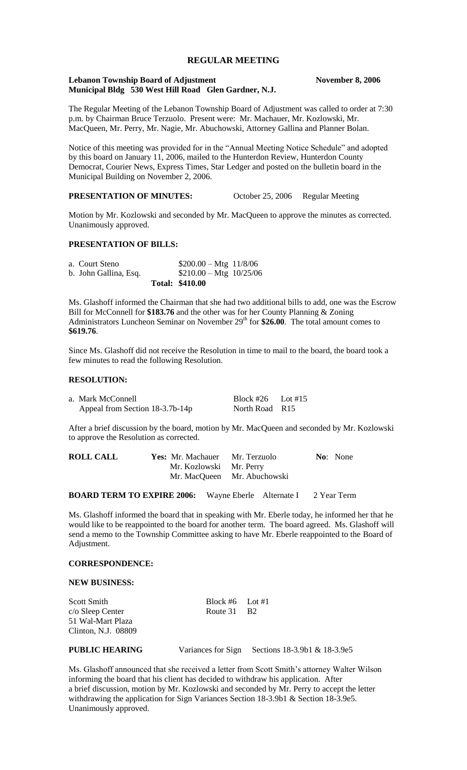# REGULAR MEETING

**Lebanon Township Board of Adjustment** **November 8, 2006**
**Municipal Bldg 530 West Hill Road Glen Gardner, N.J.**

The Regular Meeting of the Lebanon Township Board of Adjustment was called to order at 7:30 p.m. by Chairman Bruce Terzuolo. Present were: Mr. Machauer, Mr. Kozlowski, Mr. MacQueen, Mr. Perry, Mr. Nagie, Mr. Abuchowski, Attorney Gallina and Planner Bolan.

Notice of this meeting was provided for in the "Annual Meeting Notice Schedule" and adopted by this board on January 11, 2006, mailed to the Hunterdon Review, Hunterdon County Democrat, Courier News, Express Times, Star Ledger and posted on the bulletin board in the Municipal Building on November 2, 2006.

**PRESENTATION OF MINUTES:** October 25, 2006 Regular Meeting

Motion by Mr. Kozlowski and seconded by Mr. MacQueen to approve the minutes as corrected. Unanimously approved.

**PRESENTATION OF BILLS:**

| | | |
|---|---|---|
| a. Court Steno | $200.00 – Mtg 11/8/06 | |
| b. John Gallina, Esq. | $210.00 – Mtg 10/25/06 | |
| | **Total: $410.00** | |

Ms. Glashoff informed the Chairman that she had two additional bills to add, one was the Escrow Bill for McConnell for **$183.76** and the other was for her County Planning & Zoning Administrators Luncheon Seminar on November 29th for **$26.00**. The total amount comes to **$619.76**.

Since Ms. Glashoff did not receive the Resolution in time to mail to the board, the board took a few minutes to read the following Resolution.

**RESOLUTION:**

| | | |
|---|---|---|
| a. Mark McConnell | Block #26 | Lot #15 |
| Appeal from Section 18-3.7b-14p | North Road | R15 |

After a brief discussion by the board, motion by Mr. MacQueen and seconded by Mr. Kozlowski to approve the Resolution as corrected.

| **ROLL CALL** | **Yes:** Mr. Machauer | Mr. Terzuolo | **No**: None |
|---|---|---|---|
| | Mr. Kozlowski | Mr. Perry | |
| | Mr. MacQueen | Mr. Abuchowski | |

**BOARD TERM TO EXPIRE 2006:** Wayne Eberle Alternate I 2 Year Term

Ms. Glashoff informed the board that in speaking with Mr. Eberle today, he informed her that he would like to be reappointed to the board for another term. The board agreed. Ms. Glashoff will send a memo to the Township Committee asking to have Mr. Eberle reappointed to the Board of Adjustment.

**CORRESPONDENCE:**

**NEW BUSINESS:**

| | | |
|---|---|---|
| Scott Smith | Block #6 | Lot #1 |
| c/o Sleep Center | Route 31 | B2 |
| 51 Wal-Mart Plaza | | |
| Clinton, N.J. 08809 | | |

**PUBLIC HEARING** Variances for Sign Sections 18-3.9b1 & 18-3.9e5

Ms. Glashoff announced that she received a letter from Scott Smith's attorney Walter Wilson informing the board that his client has decided to withdraw his application. After a brief discussion, motion by Mr. Kozlowski and seconded by Mr. Perry to accept the letter withdrawing the application for Sign Variances Section 18-3.9b1 & Section 18-3.9e5. Unanimously approved.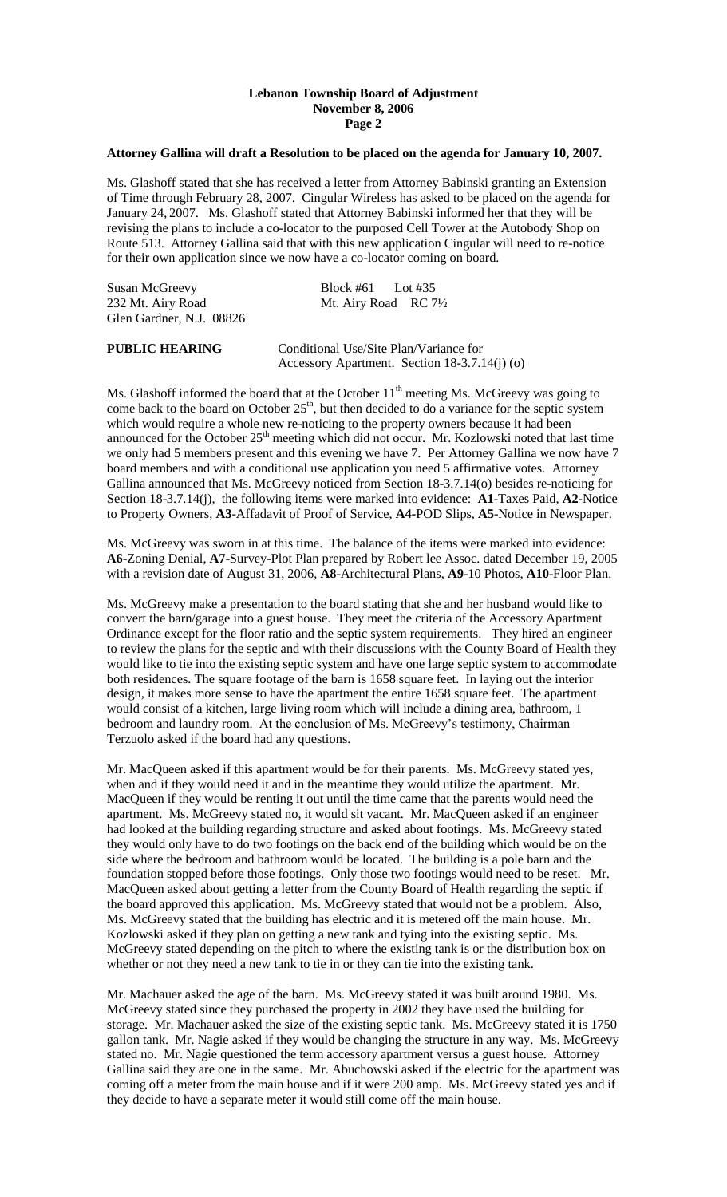**Attorney Gallina will draft a Resolution to be placed on the agenda for January 10, 2007.**

Ms. Glashoff stated that she has received a letter from Attorney Babinski granting an Extension of Time through February 28, 2007. Cingular Wireless has asked to be placed on the agenda for January 24, 2007. Ms. Glashoff stated that Attorney Babinski informed her that they will be revising the plans to include a co-locator to the purposed Cell Tower at the Autobody Shop on Route 513. Attorney Gallina said that with this new application Cingular will need to re-notice for their own application since we now have a co-locator coming on board.

Susan McGreevy
232 Mt. Airy Road
Glen Gardner, N.J. 08826

Block #61 Lot #35
Mt. Airy Road RC 7½

**PUBLIC HEARING** Conditional Use/Site Plan/Variance for Accessory Apartment. Section 18-3.7.14(j) (o)

Ms. Glashoff informed the board that at the October 11th meeting Ms. McGreevy was going to come back to the board on October 25th, but then decided to do a variance for the septic system which would require a whole new re-noticing to the property owners because it had been announced for the October 25th meeting which did not occur. Mr. Kozlowski noted that last time we only had 5 members present and this evening we have 7. Per Attorney Gallina we now have 7 board members and with a conditional use application you need 5 affirmative votes. Attorney Gallina announced that Ms. McGreevy noticed from Section 18-3.7.14(o) besides re-noticing for Section 18-3.7.14(j), the following items were marked into evidence: **A1**-Taxes Paid, **A2**-Notice to Property Owners, **A3**-Affadavit of Proof of Service, **A4**-POD Slips, **A5**-Notice in Newspaper.

Ms. McGreevy was sworn in at this time. The balance of the items were marked into evidence: **A6**-Zoning Denial, **A7**-Survey-Plot Plan prepared by Robert lee Assoc. dated December 19, 2005 with a revision date of August 31, 2006, **A8**-Architectural Plans, **A9**-10 Photos, **A10**-Floor Plan.

Ms. McGreevy make a presentation to the board stating that she and her husband would like to convert the barn/garage into a guest house. They meet the criteria of the Accessory Apartment Ordinance except for the floor ratio and the septic system requirements. They hired an engineer to review the plans for the septic and with their discussions with the County Board of Health they would like to tie into the existing septic system and have one large septic system to accommodate both residences. The square footage of the barn is 1658 square feet. In laying out the interior design, it makes more sense to have the apartment the entire 1658 square feet. The apartment would consist of a kitchen, large living room which will include a dining area, bathroom, 1 bedroom and laundry room. At the conclusion of Ms. McGreevy's testimony, Chairman Terzuolo asked if the board had any questions.

Mr. MacQueen asked if this apartment would be for their parents. Ms. McGreevy stated yes, when and if they would need it and in the meantime they would utilize the apartment. Mr. MacQueen if they would be renting it out until the time came that the parents would need the apartment. Ms. McGreevy stated no, it would sit vacant. Mr. MacQueen asked if an engineer had looked at the building regarding structure and asked about footings. Ms. McGreevy stated they would only have to do two footings on the back end of the building which would be on the side where the bedroom and bathroom would be located. The building is a pole barn and the foundation stopped before those footings. Only those two footings would need to be reset. Mr. MacQueen asked about getting a letter from the County Board of Health regarding the septic if the board approved this application. Ms. McGreevy stated that would not be a problem. Also, Ms. McGreevy stated that the building has electric and it is metered off the main house. Mr. Kozlowski asked if they plan on getting a new tank and tying into the existing septic. Ms. McGreevy stated depending on the pitch to where the existing tank is or the distribution box on whether or not they need a new tank to tie in or they can tie into the existing tank.

Mr. Machauer asked the age of the barn. Ms. McGreevy stated it was built around 1980. Ms. McGreevy stated since they purchased the property in 2002 they have used the building for storage. Mr. Machauer asked the size of the existing septic tank. Ms. McGreevy stated it is 1750 gallon tank. Mr. Nagie asked if they would be changing the structure in any way. Ms. McGreevy stated no. Mr. Nagie questioned the term accessory apartment versus a guest house. Attorney Gallina said they are one in the same. Mr. Abuchowski asked if the electric for the apartment was coming off a meter from the main house and if it were 200 amp. Ms. McGreevy stated yes and if they decide to have a separate meter it would still come off the main house.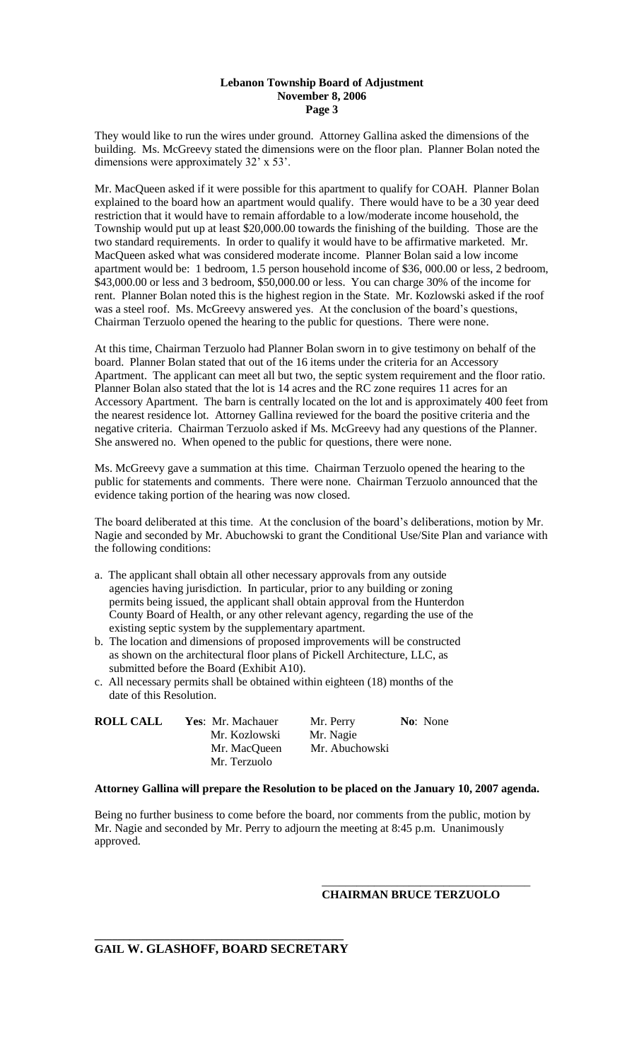They would like to run the wires under ground. Attorney Gallina asked the dimensions of the building. Ms. McGreevy stated the dimensions were on the floor plan. Planner Bolan noted the dimensions were approximately 32' x 53'.

Mr. MacQueen asked if it were possible for this apartment to qualify for COAH. Planner Bolan explained to the board how an apartment would qualify. There would have to be a 30 year deed restriction that it would have to remain affordable to a low/moderate income household, the Township would put up at least $20,000.00 towards the finishing of the building. Those are the two standard requirements. In order to qualify it would have to be affirmative marketed. Mr. MacQueen asked what was considered moderate income. Planner Bolan said a low income apartment would be: 1 bedroom, 1.5 person household income of $36, 000.00 or less, 2 bedroom, $43,000.00 or less and 3 bedroom, $50,000.00 or less. You can charge 30% of the income for rent. Planner Bolan noted this is the highest region in the State. Mr. Kozlowski asked if the roof was a steel roof. Ms. McGreevy answered yes. At the conclusion of the board's questions, Chairman Terzuolo opened the hearing to the public for questions. There were none.

At this time, Chairman Terzuolo had Planner Bolan sworn in to give testimony on behalf of the board. Planner Bolan stated that out of the 16 items under the criteria for an Accessory Apartment. The applicant can meet all but two, the septic system requirement and the floor ratio. Planner Bolan also stated that the lot is 14 acres and the RC zone requires 11 acres for an Accessory Apartment. The barn is centrally located on the lot and is approximately 400 feet from the nearest residence lot. Attorney Gallina reviewed for the board the positive criteria and the negative criteria. Chairman Terzuolo asked if Ms. McGreevy had any questions of the Planner. She answered no. When opened to the public for questions, there were none.

Ms. McGreevy gave a summation at this time. Chairman Terzuolo opened the hearing to the public for statements and comments. There were none. Chairman Terzuolo announced that the evidence taking portion of the hearing was now closed.

The board deliberated at this time. At the conclusion of the board's deliberations, motion by Mr. Nagie and seconded by Mr. Abuchowski to grant the Conditional Use/Site Plan and variance with the following conditions:

a. The applicant shall obtain all other necessary approvals from any outside agencies having jurisdiction. In particular, prior to any building or zoning permits being issued, the applicant shall obtain approval from the Hunterdon County Board of Health, or any other relevant agency, regarding the use of the existing septic system by the supplementary apartment.
b. The location and dimensions of proposed improvements will be constructed as shown on the architectural floor plans of Pickell Architecture, LLC, as submitted before the Board (Exhibit A10).
c. All necessary permits shall be obtained within eighteen (18) months of the date of this Resolution.

| | | | |
|---|---|---|---|
| **ROLL CALL** | **Yes**: Mr. Machauer | Mr. Perry | **No**: None |
| | Mr. Kozlowski | Mr. Nagie | |
| | Mr. MacQueen | Mr. Abuchowski | |
| | Mr. Terzuolo | | |

**Attorney Gallina will prepare the Resolution to be placed on the January 10, 2007 agenda.**

Being no further business to come before the board, nor comments from the public, motion by Mr. Nagie and seconded by Mr. Perry to adjourn the meeting at 8:45 p.m. Unanimously approved.

\_\_\_\_\_\_\_\_\_\_\_\_\_\_\_\_\_\_\_\_\_\_\_\_\_\_\_\_\_\_\_\_\_\_\_\_
**CHAIRMAN BRUCE TERZUOLO**

\_\_\_\_\_\_\_\_\_\_\_\_\_\_\_\_\_\_\_\_\_\_\_\_\_\_\_\_\_\_\_\_\_\_\_\_
**GAIL W. GLASHOFF, BOARD SECRETARY**